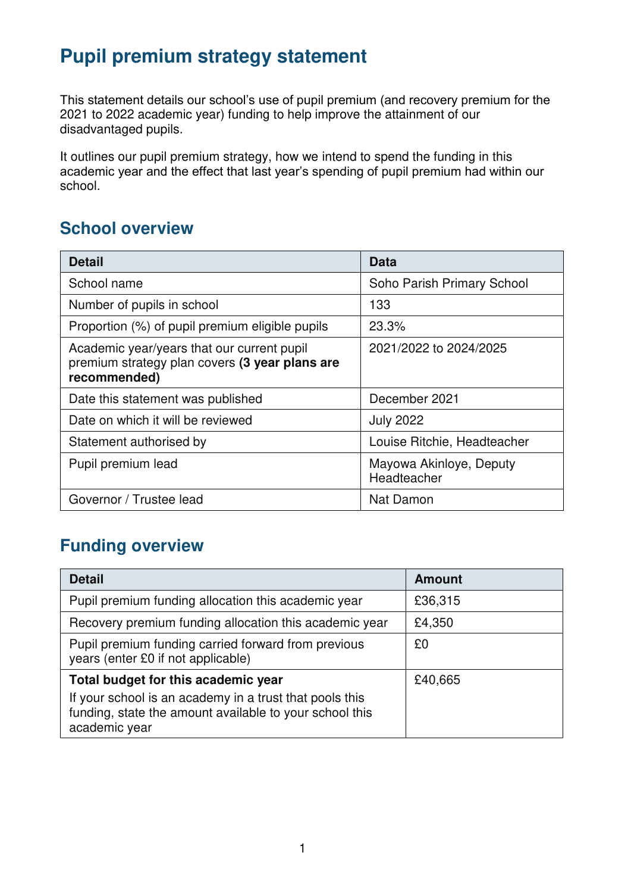# Pupil premium strategy statement

This statement details our school's use of pupil premium (and recovery premium for the 2021 to 2022 academic year) funding to help improve the attainment of our disadvantaged pupils.

It outlines our pupil premium strategy, how we intend to spend the funding in this academic year and the effect that last year's spending of pupil premium had within our school.

## School overview

| Detail | Data |
|---|---|
| School name | Soho Parish Primary School |
| Number of pupils in school | 133 |
| Proportion (%) of pupil premium eligible pupils | 23.3% |
| Academic year/years that our current pupil premium strategy plan covers **(3 year plans are recommended)** | 2021/2022 to 2024/2025 |
| Date this statement was published | December 2021 |
| Date on which it will be reviewed | July 2022 |
| Statement authorised by | Louise Ritchie, Headteacher |
| Pupil premium lead | Mayowa Akinloye, Deputy Headteacher |
| Governor / Trustee lead | Nat Damon |

## Funding overview

| Detail | Amount |
|---|---|
| Pupil premium funding allocation this academic year | £36,315 |
| Recovery premium funding allocation this academic year | £4,350 |
| Pupil premium funding carried forward from previous years (enter £0 if not applicable) | £0 |
| **Total budget for this academic year** If your school is an academy in a trust that pools this funding, state the amount available to your school this academic year | £40,665 |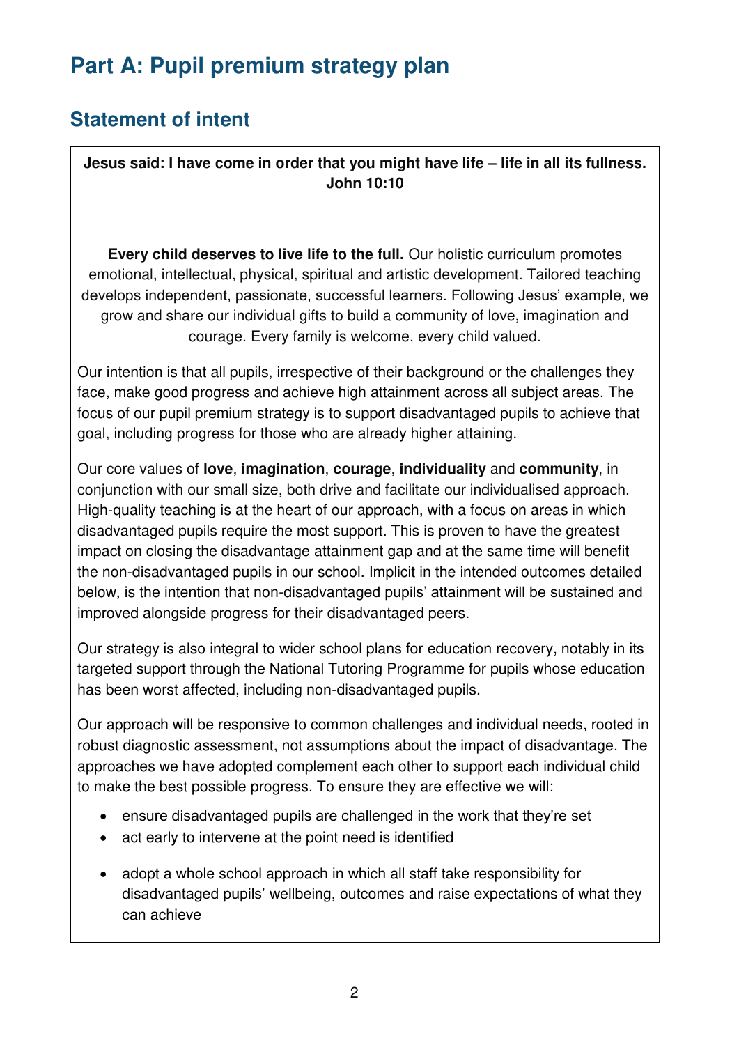# Part A: Pupil premium strategy plan

## Statement of intent

**Jesus said: I have come in order that you might have life – life in all its fullness. John 10:10**

**Every child deserves to live life to the full.** Our holistic curriculum promotes emotional, intellectual, physical, spiritual and artistic development. Tailored teaching develops independent, passionate, successful learners. Following Jesus' example, we grow and share our individual gifts to build a community of love, imagination and courage. Every family is welcome, every child valued.

Our intention is that all pupils, irrespective of their background or the challenges they face, make good progress and achieve high attainment across all subject areas. The focus of our pupil premium strategy is to support disadvantaged pupils to achieve that goal, including progress for those who are already higher attaining.

Our core values of **love**, **imagination**, **courage**, **individuality** and **community**, in conjunction with our small size, both drive and facilitate our individualised approach. High-quality teaching is at the heart of our approach, with a focus on areas in which disadvantaged pupils require the most support. This is proven to have the greatest impact on closing the disadvantage attainment gap and at the same time will benefit the non-disadvantaged pupils in our school. Implicit in the intended outcomes detailed below, is the intention that non-disadvantaged pupils' attainment will be sustained and improved alongside progress for their disadvantaged peers.

Our strategy is also integral to wider school plans for education recovery, notably in its targeted support through the National Tutoring Programme for pupils whose education has been worst affected, including non-disadvantaged pupils.

Our approach will be responsive to common challenges and individual needs, rooted in robust diagnostic assessment, not assumptions about the impact of disadvantage. The approaches we have adopted complement each other to support each individual child to make the best possible progress. To ensure they are effective we will:

- ensure disadvantaged pupils are challenged in the work that they're set
- act early to intervene at the point need is identified
- adopt a whole school approach in which all staff take responsibility for disadvantaged pupils' wellbeing, outcomes and raise expectations of what they can achieve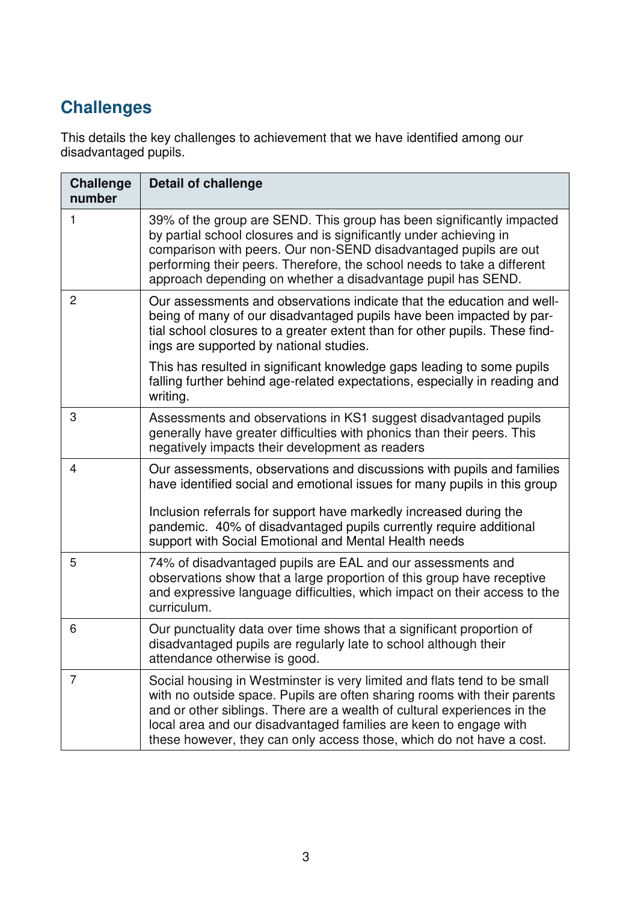## Challenges

This details the key challenges to achievement that we have identified among our disadvantaged pupils.

| Challenge number | Detail of challenge |
|---|---|
| 1 | 39% of the group are SEND. This group has been significantly impacted by partial school closures and is significantly under achieving in comparison with peers. Our non-SEND disadvantaged pupils are out performing their peers. Therefore, the school needs to take a different approach depending on whether a disadvantage pupil has SEND. |
| 2 | Our assessments and observations indicate that the education and well-being of many of our disadvantaged pupils have been impacted by partial school closures to a greater extent than for other pupils. These findings are supported by national studies.<br><br>This has resulted in significant knowledge gaps leading to some pupils falling further behind age-related expectations, especially in reading and writing. |
| 3 | Assessments and observations in KS1 suggest disadvantaged pupils generally have greater difficulties with phonics than their peers. This negatively impacts their development as readers |
| 4 | Our assessments, observations and discussions with pupils and families have identified social and emotional issues for many pupils in this group<br><br>Inclusion referrals for support have markedly increased during the pandemic. 40% of disadvantaged pupils currently require additional support with Social Emotional and Mental Health needs |
| 5 | 74% of disadvantaged pupils are EAL and our assessments and observations show that a large proportion of this group have receptive and expressive language difficulties, which impact on their access to the curriculum. |
| 6 | Our punctuality data over time shows that a significant proportion of disadvantaged pupils are regularly late to school although their attendance otherwise is good. |
| 7 | Social housing in Westminster is very limited and flats tend to be small with no outside space. Pupils are often sharing rooms with their parents and or other siblings. There are a wealth of cultural experiences in the local area and our disadvantaged families are keen to engage with these however, they can only access those, which do not have a cost. |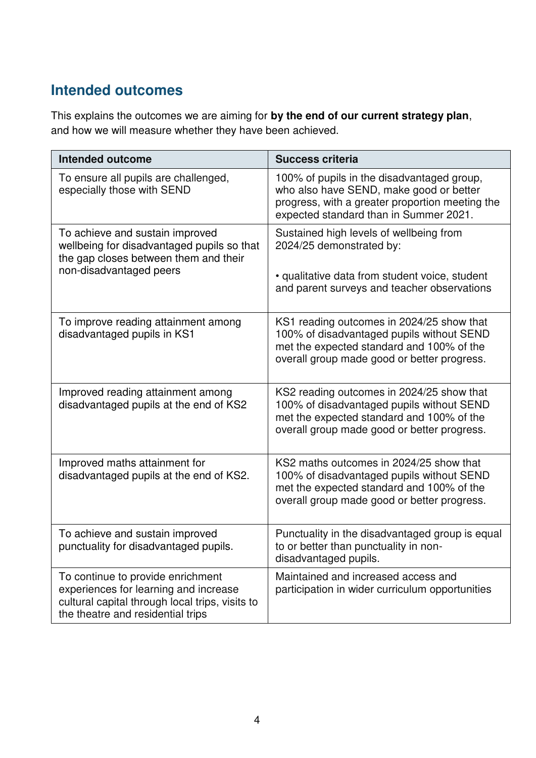## Intended outcomes

This explains the outcomes we are aiming for **by the end of our current strategy plan**, and how we will measure whether they have been achieved.

| Intended outcome | Success criteria |
| --- | --- |
| To ensure all pupils are challenged, especially those with SEND | 100% of pupils in the disadvantaged group, who also have SEND, make good or better progress, with a greater proportion meeting the expected standard than in Summer 2021. |
| To achieve and sustain improved wellbeing for disadvantaged pupils so that the gap closes between them and their non-disadvantaged peers | Sustained high levels of wellbeing from 2024/25 demonstrated by:<br><br>• qualitative data from student voice, student and parent surveys and teacher observations |
| To improve reading attainment among disadvantaged pupils in KS1 | KS1 reading outcomes in 2024/25 show that 100% of disadvantaged pupils without SEND met the expected standard and 100% of the overall group made good or better progress. |
| Improved reading attainment among disadvantaged pupils at the end of KS2 | KS2 reading outcomes in 2024/25 show that 100% of disadvantaged pupils without SEND met the expected standard and 100% of the overall group made good or better progress. |
| Improved maths attainment for disadvantaged pupils at the end of KS2. | KS2 maths outcomes in 2024/25 show that 100% of disadvantaged pupils without SEND met the expected standard and 100% of the overall group made good or better progress. |
| To achieve and sustain improved punctuality for disadvantaged pupils. | Punctuality in the disadvantaged group is equal to or better than punctuality in non-disadvantaged pupils. |
| To continue to provide enrichment experiences for learning and increase cultural capital through local trips, visits to the theatre and residential trips | Maintained and increased access and participation in wider curriculum opportunities |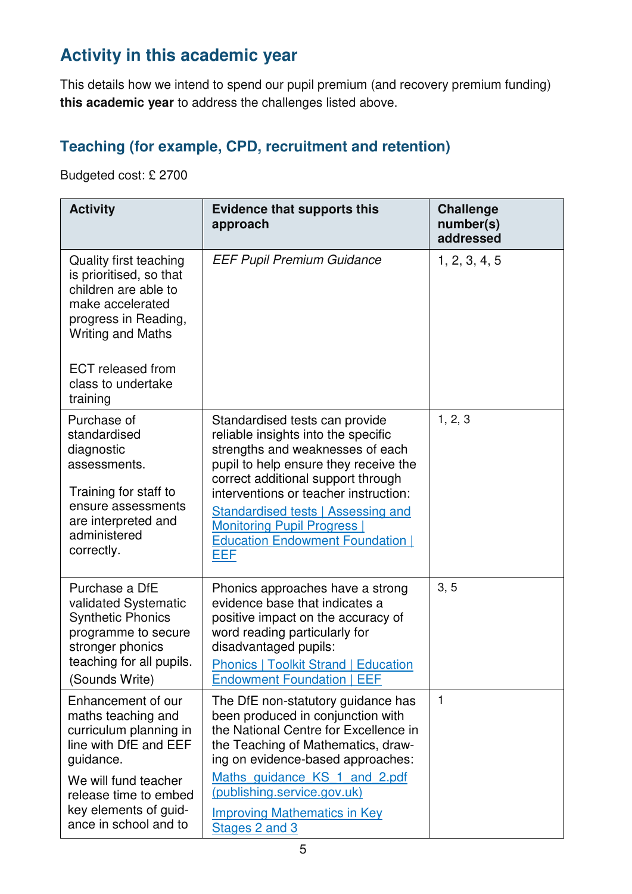## Activity in this academic year

This details how we intend to spend our pupil premium (and recovery premium funding) **this academic year** to address the challenges listed above.

### Teaching (for example, CPD, recruitment and retention)

Budgeted cost: £ 2700

| Activity | Evidence that supports this approach | Challenge number(s) addressed |
|---|---|---|
| Quality first teaching is prioritised, so that children are able to make accelerated progress in Reading, Writing and Maths<br><br>ECT released from class to undertake training | *EEF Pupil Premium Guidance* | 1, 2, 3, 4, 5 |
| Purchase of standardised diagnostic assessments.<br><br>Training for staff to ensure assessments are interpreted and administered correctly. | Standardised tests can provide reliable insights into the specific strengths and weaknesses of each pupil to help ensure they receive the correct additional support through interventions or teacher instruction: [Standardised tests \| Assessing and Monitoring Pupil Progress \| Education Endowment Foundation \| EEF] | 1, 2, 3 |
| Purchase a DfE validated Systematic Synthetic Phonics programme to secure stronger phonics teaching for all pupils. (Sounds Write) | Phonics approaches have a strong evidence base that indicates a positive impact on the accuracy of word reading particularly for disadvantaged pupils: [Phonics \| Toolkit Strand \| Education Endowment Foundation \| EEF] | 3, 5 |
| Enhancement of our maths teaching and curriculum planning in line with DfE and EEF guidance.<br><br>We will fund teacher release time to embed key elements of guidance in school and to | The DfE non-statutory guidance has been produced in conjunction with the National Centre for Excellence in the Teaching of Mathematics, drawing on evidence-based approaches: [Maths_guidance_KS_1_and_2.pdf (publishing.service.gov.uk)]<br><br>[Improving Mathematics in Key Stages 2 and 3] | 1 |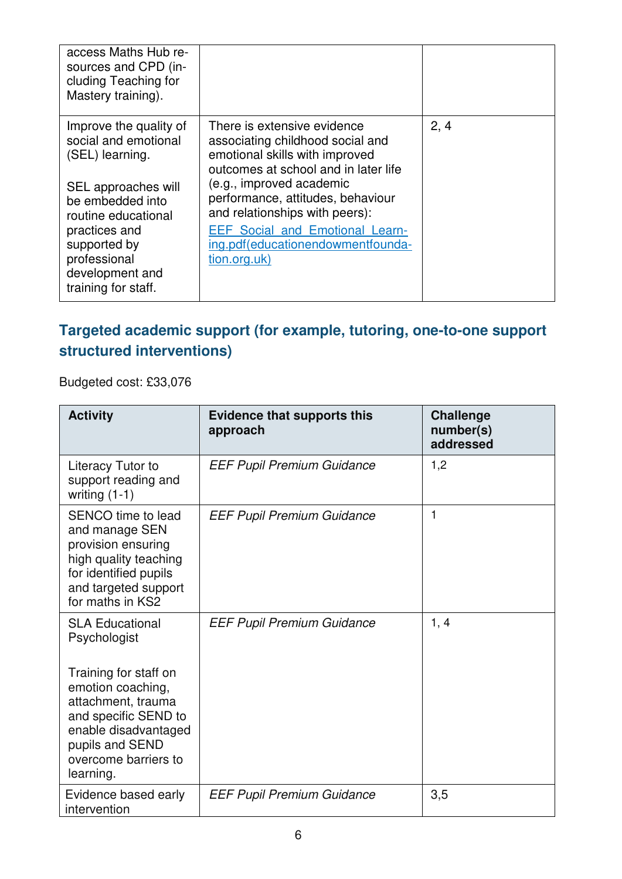| | | |
|---|---|---|
| access Maths Hub resources and CPD (including Teaching for Mastery training). | | |
| Improve the quality of social and emotional (SEL) learning.<br><br>SEL approaches will be embedded into routine educational practices and supported by professional development and training for staff. | There is extensive evidence associating childhood social and emotional skills with improved outcomes at school and in later life (e.g., improved academic performance, attitudes, behaviour and relationships with peers):<br>[EEF Social and Emotional Learning.pdf(educationendowmentfoundation.org.uk)]() | 2, 4 |

## Targeted academic support (for example, tutoring, one-to-one support structured interventions)

Budgeted cost: £33,076

| Activity | Evidence that supports this approach | Challenge number(s) addressed |
|---|---|---|
| Literacy Tutor to support reading and writing (1-1) | *EEF Pupil Premium Guidance* | 1,2 |
| SENCO time to lead and manage SEN provision ensuring high quality teaching for identified pupils and targeted support for maths in KS2 | *EEF Pupil Premium Guidance* | 1 |
| SLA Educational Psychologist<br><br>Training for staff on emotion coaching, attachment, trauma and specific SEND to enable disadvantaged pupils and SEND overcome barriers to learning. | *EEF Pupil Premium Guidance* | 1, 4 |
| Evidence based early intervention | *EEF Pupil Premium Guidance* | 3,5 |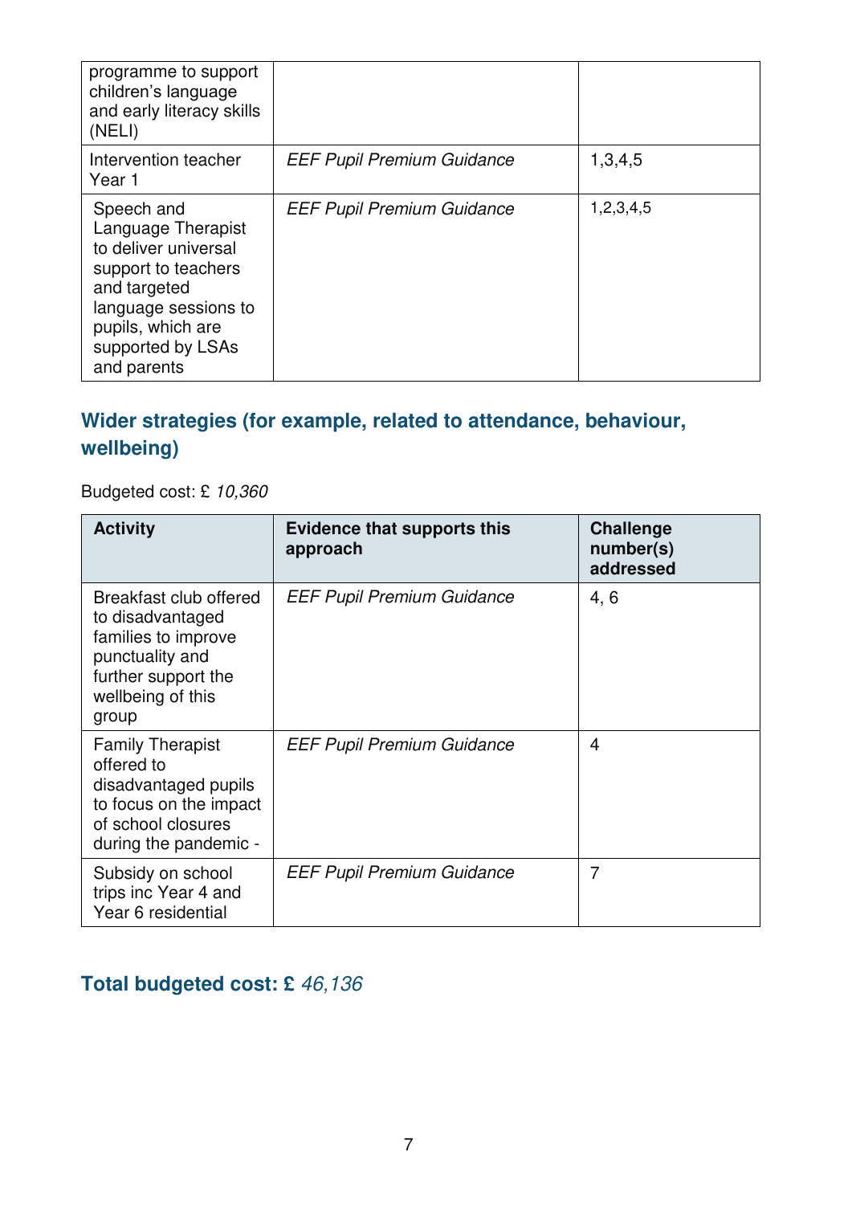| | | |
|---|---|---|
| programme to support children's language and early literacy skills (NELI) | | |
| Intervention teacher Year 1 | *EEF Pupil Premium Guidance* | 1,3,4,5 |
| Speech and Language Therapist to deliver universal support to teachers and targeted language sessions to pupils, which are supported by LSAs and parents | *EEF Pupil Premium Guidance* | 1,2,3,4,5 |

## Wider strategies (for example, related to attendance, behaviour, wellbeing)

Budgeted cost: £ *10,360*

| Activity | Evidence that supports this approach | Challenge number(s) addressed |
|---|---|---|
| Breakfast club offered to disadvantaged families to improve punctuality and further support the wellbeing of this group | *EEF Pupil Premium Guidance* | 4, 6 |
| Family Therapist offered to disadvantaged pupils to focus on the impact of school closures during the pandemic - | *EEF Pupil Premium Guidance* | 4 |
| Subsidy on school trips inc Year 4 and Year 6 residential | *EEF Pupil Premium Guidance* | 7 |

## Total budgeted cost: £ *46,136*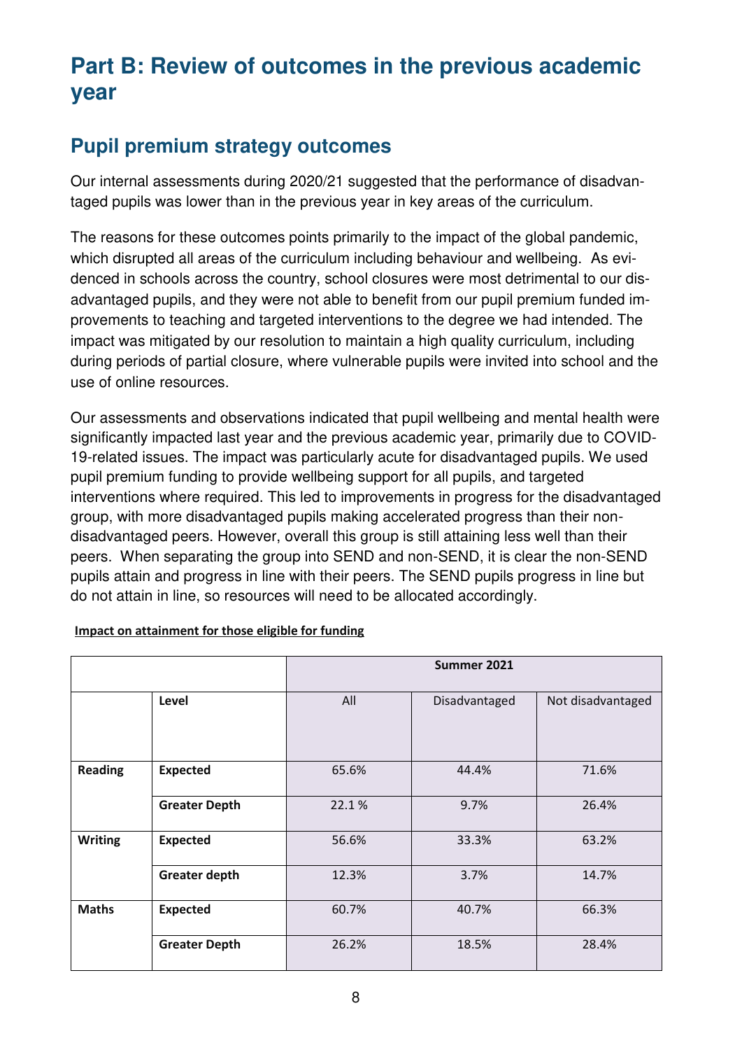# Part B: Review of outcomes in the previous academic year

## Pupil premium strategy outcomes

Our internal assessments during 2020/21 suggested that the performance of disadvantaged pupils was lower than in the previous year in key areas of the curriculum.

The reasons for these outcomes points primarily to the impact of the global pandemic, which disrupted all areas of the curriculum including behaviour and wellbeing. As evidenced in schools across the country, school closures were most detrimental to our disadvantaged pupils, and they were not able to benefit from our pupil premium funded improvements to teaching and targeted interventions to the degree we had intended. The impact was mitigated by our resolution to maintain a high quality curriculum, including during periods of partial closure, where vulnerable pupils were invited into school and the use of online resources.

Our assessments and observations indicated that pupil wellbeing and mental health were significantly impacted last year and the previous academic year, primarily due to COVID-19-related issues. The impact was particularly acute for disadvantaged pupils. We used pupil premium funding to provide wellbeing support for all pupils, and targeted interventions where required. This led to improvements in progress for the disadvantaged group, with more disadvantaged pupils making accelerated progress than their non-disadvantaged peers. However, overall this group is still attaining less well than their peers. When separating the group into SEND and non-SEND, it is clear the non-SEND pupils attain and progress in line with their peers. The SEND pupils progress in line but do not attain in line, so resources will need to be allocated accordingly.

**Impact on attainment for those eligible for funding**

| | | Summer 2021 | | |
|---|---|---|---|---|
| | **Level** | All | Disadvantaged | Not disadvantaged |
| **Reading** | **Expected** | 65.6% | 44.4% | 71.6% |
| | **Greater Depth** | 22.1 % | 9.7% | 26.4% |
| **Writing** | **Expected** | 56.6% | 33.3% | 63.2% |
| | **Greater depth** | 12.3% | 3.7% | 14.7% |
| **Maths** | **Expected** | 60.7% | 40.7% | 66.3% |
| | **Greater Depth** | 26.2% | 18.5% | 28.4% |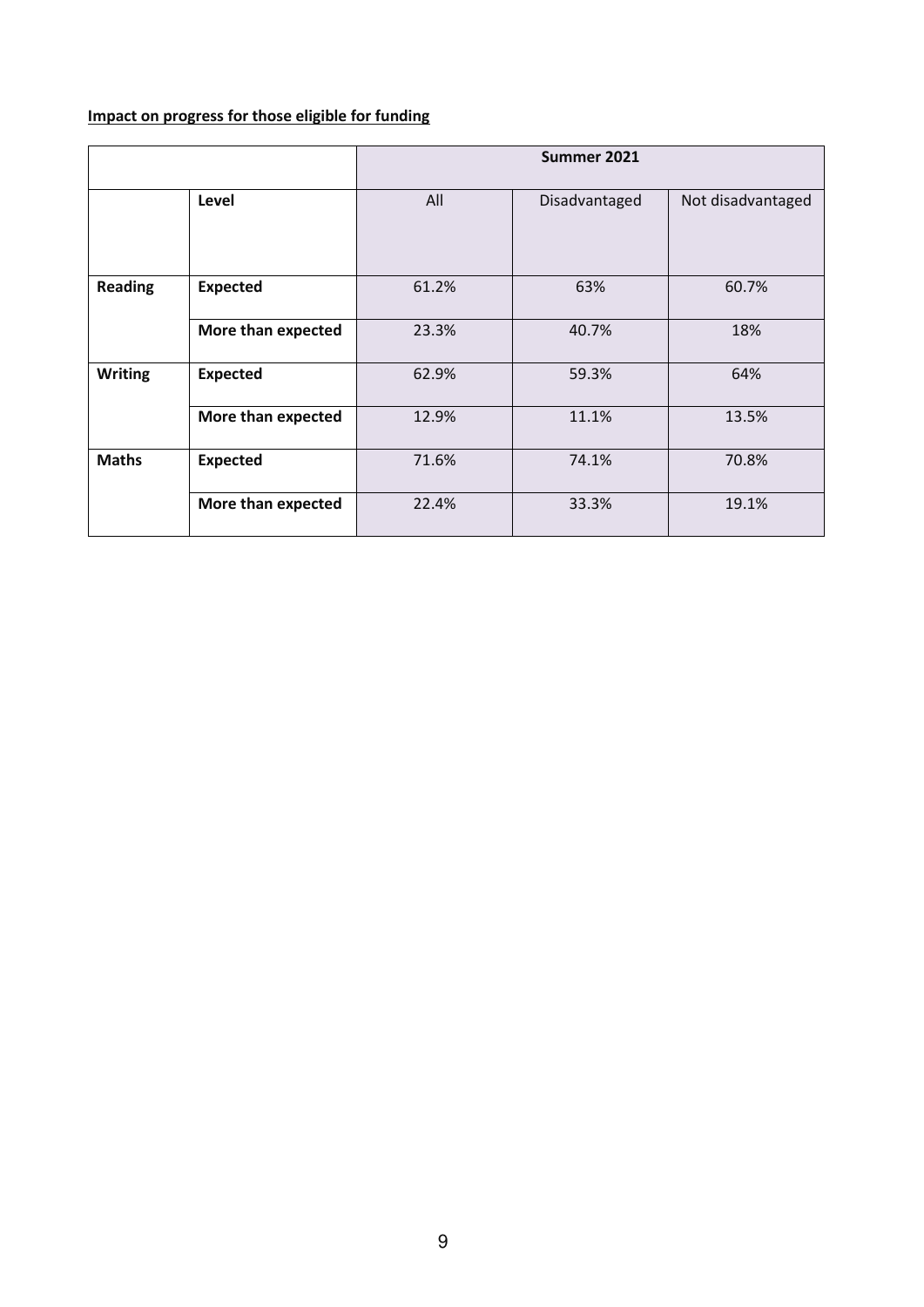**Impact on progress for those eligible for funding**

| | | Summer 2021 | | |
|---|---|---|---|---|
| | **Level** | All | Disadvantaged | Not disadvantaged |
| **Reading** | **Expected** | 61.2% | 63% | 60.7% |
| | **More than expected** | 23.3% | 40.7% | 18% |
| **Writing** | **Expected** | 62.9% | 59.3% | 64% |
| | **More than expected** | 12.9% | 11.1% | 13.5% |
| **Maths** | **Expected** | 71.6% | 74.1% | 70.8% |
| | **More than expected** | 22.4% | 33.3% | 19.1% |